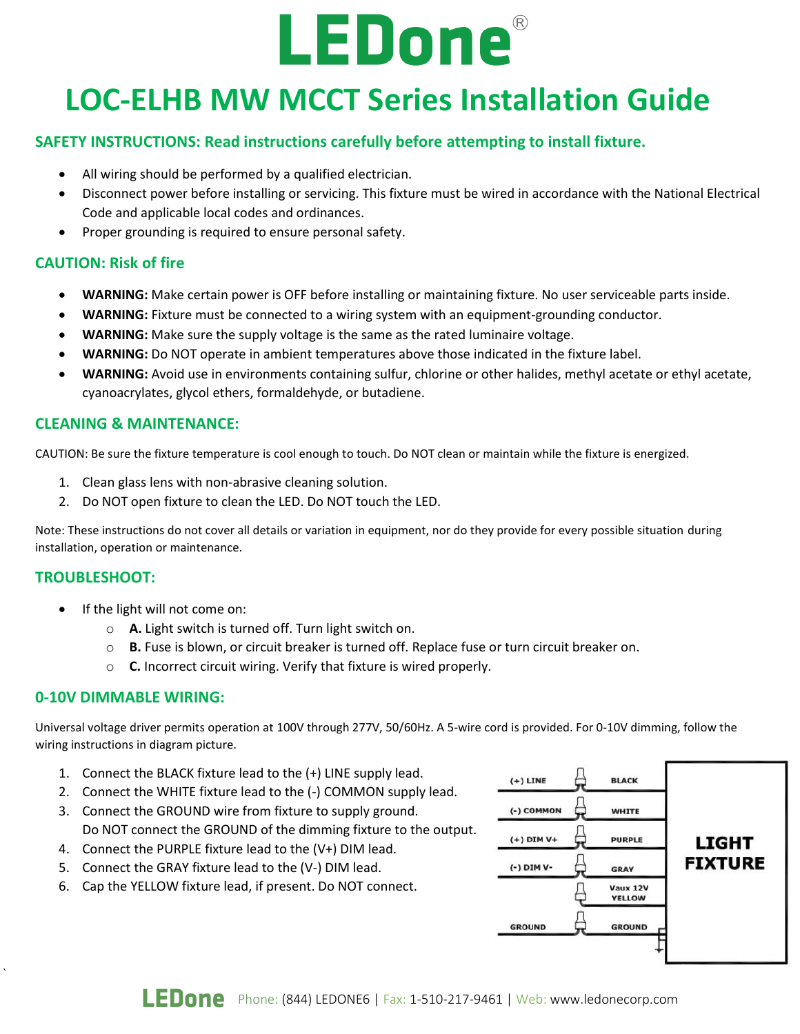# LEDone®

# LOC-ELHB MW MCCT Series Installation Guide

## SAFETY INSTRUCTIONS: Read instructions carefully before attempting to install fixture.

- All wiring should be performed by a qualified electrician.
- Disconnect power before installing or servicing. This fixture must be wired in accordance with the National Electrical Code and applicable local codes and ordinances.
- Proper grounding is required to ensure personal safety.

## CAUTION: Risk of fire

- **WARNING:** Make certain power is OFF before installing or maintaining fixture. No user serviceable parts inside.
- **WARNING:** Fixture must be connected to a wiring system with an equipment-grounding conductor.
- **WARNING:** Make sure the supply voltage is the same as the rated luminaire voltage.
- **WARNING:** Do NOT operate in ambient temperatures above those indicated in the fixture label.
- **WARNING:** Avoid use in environments containing sulfur, chlorine or other halides, methyl acetate or ethyl acetate, cyanoacrylates, glycol ethers, formaldehyde, or butadiene.

## CLEANING & MAINTENANCE:

CAUTION: Be sure the fixture temperature is cool enough to touch. Do NOT clean or maintain while the fixture is energized.

1. Clean glass lens with non-abrasive cleaning solution.
2. Do NOT open fixture to clean the LED. Do NOT touch the LED.

Note: These instructions do not cover all details or variation in equipment, nor do they provide for every possible situation during installation, operation or maintenance.

## TROUBLESHOOT:

- If the light will not come on:
  - **A.** Light switch is turned off. Turn light switch on.
  - **B.** Fuse is blown, or circuit breaker is turned off. Replace fuse or turn circuit breaker on.
  - **C.** Incorrect circuit wiring. Verify that fixture is wired properly.

## 0-10V DIMMABLE WIRING:

Universal voltage driver permits operation at 100V through 277V, 50/60Hz. A 5-wire cord is provided. For 0-10V dimming, follow the wiring instructions in diagram picture.

1. Connect the BLACK fixture lead to the (+) LINE supply lead.
2. Connect the WHITE fixture lead to the (-) COMMON supply lead.
3. Connect the GROUND wire from fixture to supply ground.
   Do NOT connect the GROUND of the dimming fixture to the output.
4. Connect the PURPLE fixture lead to the (V+) DIM lead.
5. Connect the GRAY fixture lead to the (V-) DIM lead.
6. Cap the YELLOW fixture lead, if present. Do NOT connect.

| Supply | Fixture lead | |
|---|---|---|
| (+) LINE | BLACK | LIGHT FIXTURE |
| (-) COMMON | WHITE | |
| (+) DIM V+ | PURPLE | |
| (-) DIM V- | GRAY | |
| | Vaux 12V YELLOW | |
| GROUND | GROUND | |

LEDone Phone: (844) LEDONE6 | Fax: 1-510-217-9461 | Web: www.ledonecorp.com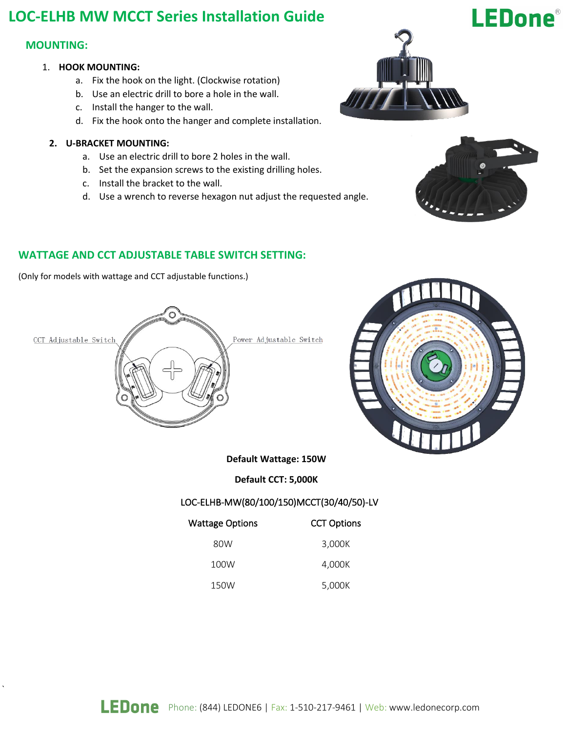# LOC-ELHB MW MCCT Series Installation Guide

## MOUNTING:

1. **HOOK MOUNTING:**
   a. Fix the hook on the light. (Clockwise rotation)
   b. Use an electric drill to bore a hole in the wall.
   c. Install the hanger to the wall.
   d. Fix the hook onto the hanger and complete installation.

2. **U-BRACKET MOUNTING:**
   a. Use an electric drill to bore 2 holes in the wall.
   b. Set the expansion screws to the existing drilling holes.
   c. Install the bracket to the wall.
   d. Use a wrench to reverse hexagon nut adjust the requested angle.

## WATTAGE AND CCT ADJUSTABLE TABLE SWITCH SETTING:

(Only for models with wattage and CCT adjustable functions.)

CCT Adjustable Switch

Power Adjustable Switch

**Default Wattage: 150W**

**Default CCT: 5,000K**

LOC-ELHB-MW(80/100/150)MCCT(30/40/50)-LV

| Wattage Options | CCT Options |
|---|---|
| 80W | 3,000K |
| 100W | 4,000K |
| 150W | 5,000K |

LEDone Phone: (844) LEDONE6 | Fax: 1-510-217-9461 | Web: www.ledonecorp.com